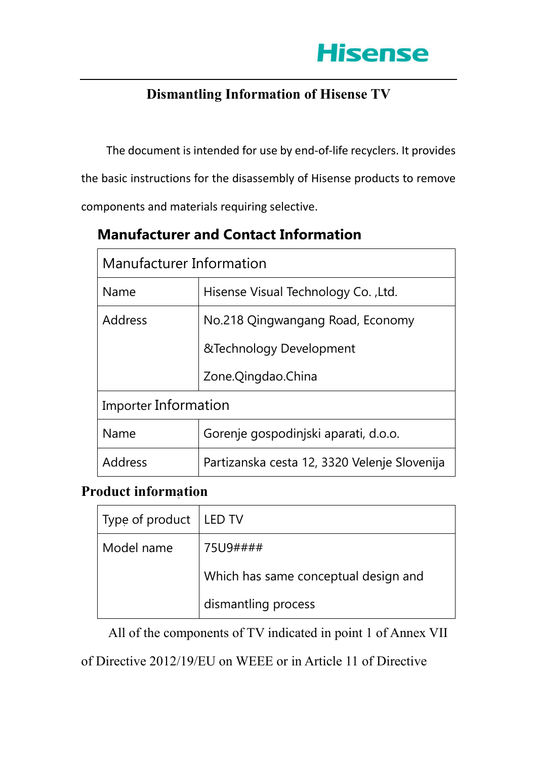Hisense

# Dismantling Information of Hisense TV

The document is intended for use by end-of-life recyclers. It provides the basic instructions for the disassembly of Hisense products to remove components and materials requiring selective.

## Manufacturer and Contact Information

| Manufacturer Information | |
|---|---|
| Name | Hisense Visual Technology Co. ,Ltd. |
| Address | No.218 Qingwangang Road, Economy &Technology Development Zone.Qingdao.China |
| **Importer Information** | |
| Name | Gorenje gospodinjski aparati, d.o.o. |
| Address | Partizanska cesta 12, 3320 Velenje Slovenija |

## Product information

| Type of product | LED TV |
|---|---|
| Model name | 75U9#### Which has same conceptual design and dismantling process |

All of the components of TV indicated in point 1 of Annex VII of Directive 2012/19/EU on WEEE or in Article 11 of Directive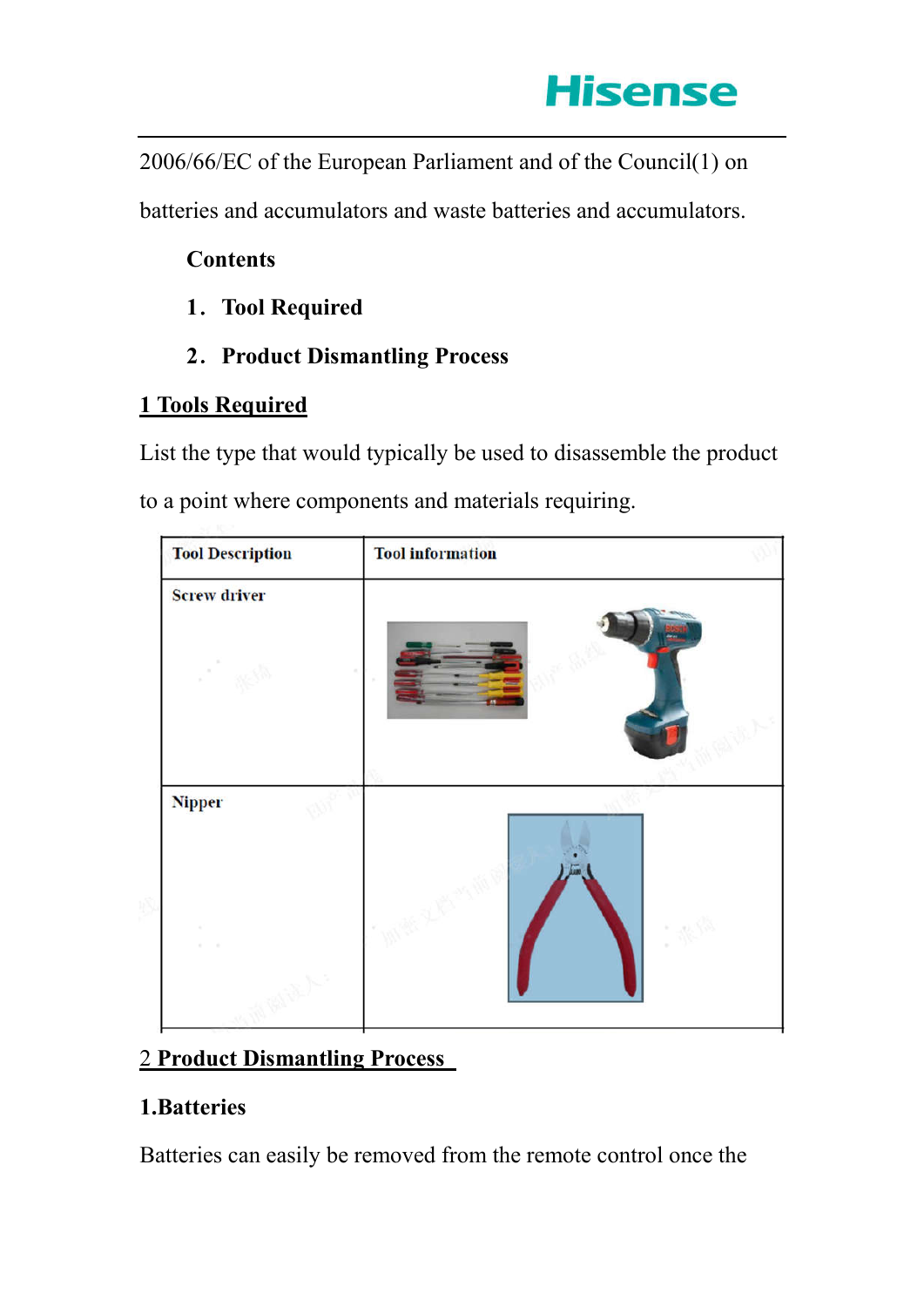2006/66/EC of the European Parliament and of the Council(1) on batteries and accumulators and waste batteries and accumulators.

**Contents**

1． **Tool Required**

2． **Product Dismantling Process**

## 1 Tools Required

List the type that would typically be used to disassemble the product to a point where components and materials requiring.

| Tool Description | Tool information |
|---|---|
| Screw driver | |
| Nipper | |

## 2 Product Dismantling Process

**1.Batteries**

Batteries can easily be removed from the remote control once the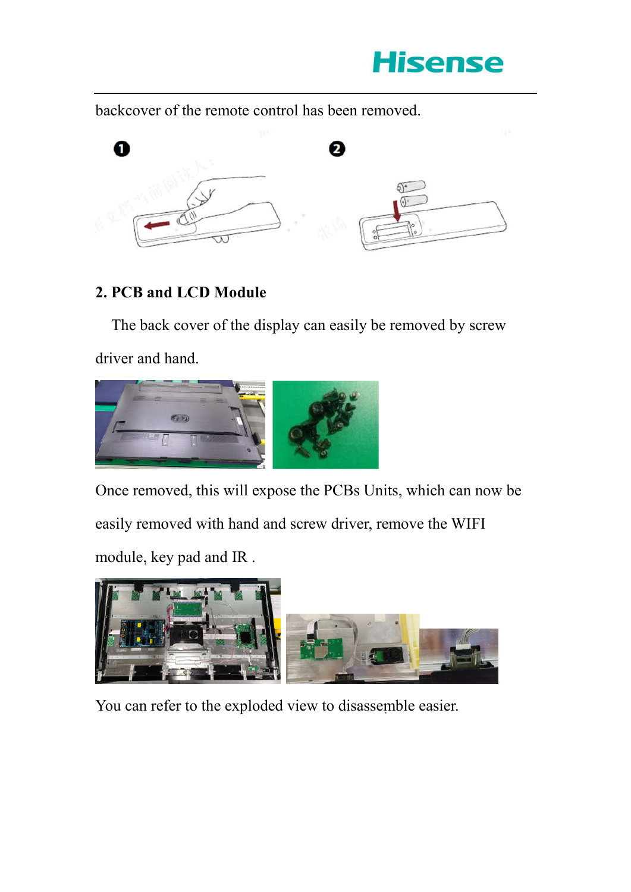backcover of the remote control has been removed.

## 2. PCB and LCD Module

The back cover of the display can easily be removed by screw driver and hand.

Once removed, this will expose the PCBs Units, which can now be easily removed with hand and screw driver, remove the WIFI module, key pad and IR .

You can refer to the exploded view to disassemble easier.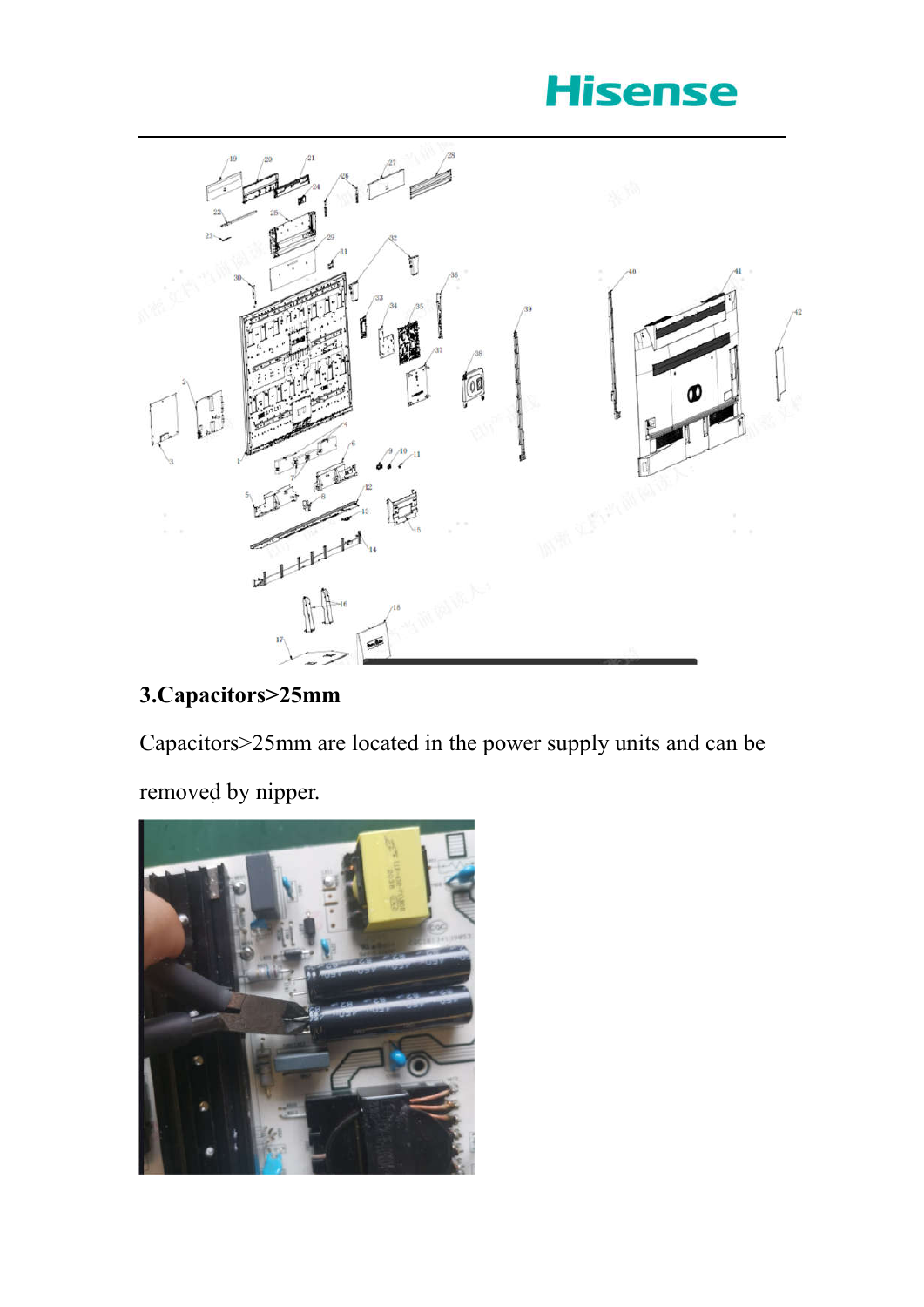### 3.Capacitors>25mm

Capacitors>25mm are located in the power supply units and can be removed by nipper.